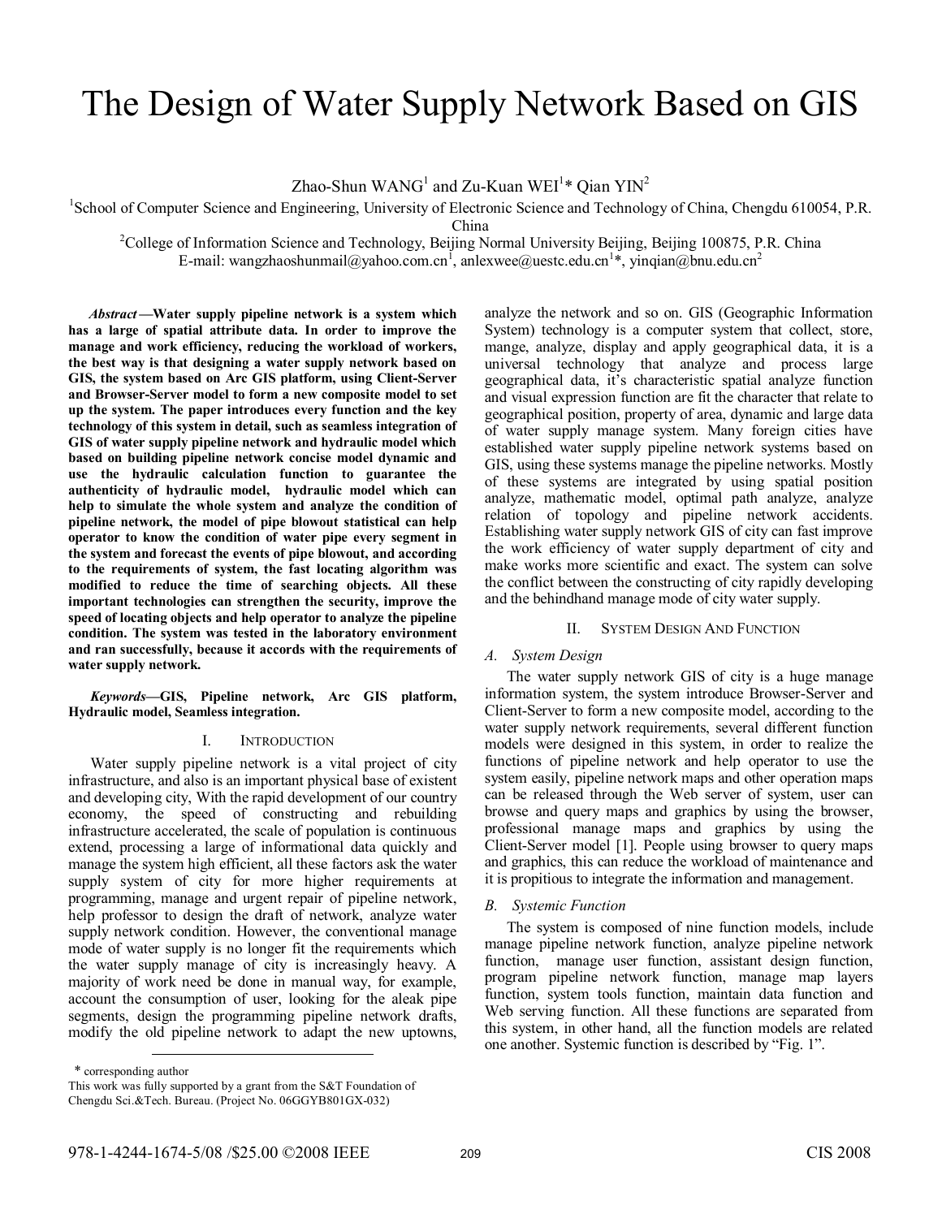# The Design of Water Supply Network Based on GIS

Zhao-Shun WANG[1] and Zu-Kuan WEI[1]* Qian YIN[2]

[1]School of Computer Science and Engineering, University of Electronic Science and Technology of China, Chengdu 610054, P.R. China

[2]College of Information Science and Technology, Beijing Normal University Beijing, Beijing 100875, P.R. China

E-mail: wangzhaoshunmail@yahoo.com.cn[1], anlexwee@uestc.edu.cn[1]*, yinqian@bnu.edu.cn[2]

***Abstract* —Water supply pipeline network is a system which has a large of spatial attribute data. In order to improve the manage and work efficiency, reducing the workload of workers, the best way is that designing a water supply network based on GIS, the system based on Arc GIS platform, using Client-Server and Browser-Server model to form a new composite model to set up the system. The paper introduces every function and the key technology of this system in detail, such as seamless integration of GIS of water supply pipeline network and hydraulic model which based on building pipeline network concise model dynamic and use the hydraulic calculation function to guarantee the authenticity of hydraulic model, hydraulic model which can help to simulate the whole system and analyze the condition of pipeline network, the model of pipe blowout statistical can help operator to know the condition of water pipe every segment in the system and forecast the events of pipe blowout, and according to the requirements of system, the fast locating algorithm was modified to reduce the time of searching objects. All these important technologies can strengthen the security, improve the speed of locating objects and help operator to analyze the pipeline condition. The system was tested in the laboratory environment and ran successfully, because it accords with the requirements of water supply network.**

***Keywords*—GIS, Pipeline network, Arc GIS platform, Hydraulic model, Seamless integration.**

## I. Introduction

Water supply pipeline network is a vital project of city infrastructure, and also is an important physical base of existent and developing city, With the rapid development of our country economy, the speed of constructing and rebuilding infrastructure accelerated, the scale of population is continuous extend, processing a large of informational data quickly and manage the system high efficient, all these factors ask the water supply system of city for more higher requirements at programming, manage and urgent repair of pipeline network, help professor to design the draft of network, analyze water supply network condition. However, the conventional manage mode of water supply is no longer fit the requirements which the water supply manage of city is increasingly heavy. A majority of work need be done in manual way, for example, account the consumption of user, looking for the aleak pipe segments, design the programming pipeline network drafts, modify the old pipeline network to adapt the new uptowns, analyze the network and so on. GIS (Geographic Information System) technology is a computer system that collect, store, mange, analyze, display and apply geographical data, it is a universal technology that analyze and process large geographical data, it's characteristic spatial analyze function and visual expression function are fit the character that relate to geographical position, property of area, dynamic and large data of water supply manage system. Many foreign cities have established water supply pipeline network systems based on GIS, using these systems manage the pipeline networks. Mostly of these systems are integrated by using spatial position analyze, mathematic model, optimal path analyze, analyze relation of topology and pipeline network accidents. Establishing water supply network GIS of city can fast improve the work efficiency of water supply department of city and make works more scientific and exact. The system can solve the conflict between the constructing of city rapidly developing and the behindhand manage mode of city water supply.

## II. System Design And Function

### *A. System Design*

The water supply network GIS of city is a huge manage information system, the system introduce Browser-Server and Client-Server to form a new composite model, according to the water supply network requirements, several different function models were designed in this system, in order to realize the functions of pipeline network and help operator to use the system easily, pipeline network maps and other operation maps can be released through the Web server of system, user can browse and query maps and graphics by using the browser, professional manage maps and graphics by using the Client-Server model [1]. People using browser to query maps and graphics, this can reduce the workload of maintenance and it is propitious to integrate the information and management.

### *B. Systemic Function*

The system is composed of nine function models, include manage pipeline network function, analyze pipeline network function, manage user function, assistant design function, program pipeline network function, manage map layers function, system tools function, maintain data function and Web serving function. All these functions are separated from this system, in other hand, all the function models are related one another. Systemic function is described by "Fig. 1".

---

\* corresponding author

This work was fully supported by a grant from the S&T Foundation of Chengdu Sci.&Tech. Bureau. (Project No. 06GGYB801GX-032)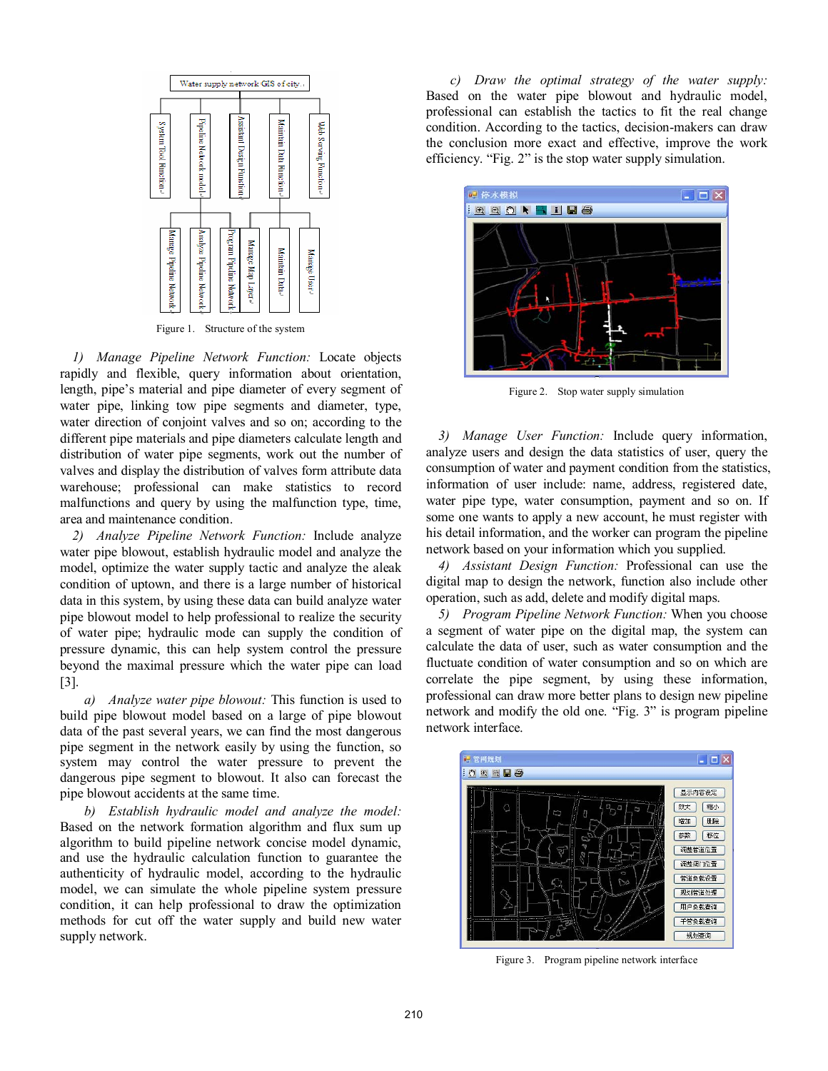Figure 1. Structure of the system

*1) Manage Pipeline Network Function:* Locate objects rapidly and flexible, query information about orientation, length, pipe's material and pipe diameter of every segment of water pipe, linking tow pipe segments and diameter, type, water direction of conjoint valves and so on; according to the different pipe materials and pipe diameters calculate length and distribution of water pipe segments, work out the number of valves and display the distribution of valves form attribute data warehouse; professional can make statistics to record malfunctions and query by using the malfunction type, time, area and maintenance condition.

*2) Analyze Pipeline Network Function:* Include analyze water pipe blowout, establish hydraulic model and analyze the model, optimize the water supply tactic and analyze the aleak condition of uptown, and there is a large number of historical data in this system, by using these data can build analyze water pipe blowout model to help professional to realize the security of water pipe; hydraulic mode can supply the condition of pressure dynamic, this can help system control the pressure beyond the maximal pressure which the water pipe can load [3].

*a) Analyze water pipe blowout:* This function is used to build pipe blowout model based on a large of pipe blowout data of the past several years, we can find the most dangerous pipe segment in the network easily by using the function, so system may control the water pressure to prevent the dangerous pipe segment to blowout. It also can forecast the pipe blowout accidents at the same time.

*b) Establish hydraulic model and analyze the model:* Based on the network formation algorithm and flux sum up algorithm to build pipeline network concise model dynamic, and use the hydraulic calculation function to guarantee the authenticity of hydraulic model, according to the hydraulic model, we can simulate the whole pipeline system pressure condition, it can help professional to draw the optimization methods for cut off the water supply and build new water supply network.

*c) Draw the optimal strategy of the water supply:* Based on the water pipe blowout and hydraulic model, professional can establish the tactics to fit the real change condition. According to the tactics, decision-makers can draw the conclusion more exact and effective, improve the work efficiency. "Fig. 2" is the stop water supply simulation.

Figure 2. Stop water supply simulation

*3) Manage User Function:* Include query information, analyze users and design the data statistics of user, query the consumption of water and payment condition from the statistics, information of user include: name, address, registered date, water pipe type, water consumption, payment and so on. If some one wants to apply a new account, he must register with his detail information, and the worker can program the pipeline network based on your information which you supplied.

*4) Assistant Design Function:* Professional can use the digital map to design the network, function also include other operation, such as add, delete and modify digital maps.

*5) Program Pipeline Network Function:* When you choose a segment of water pipe on the digital map, the system can calculate the data of user, such as water consumption and the fluctuate condition of water consumption and so on which are correlate the pipe segment, by using these information, professional can draw more better plans to design new pipeline network and modify the old one. "Fig. 3" is program pipeline network interface.

Figure 3. Program pipeline network interface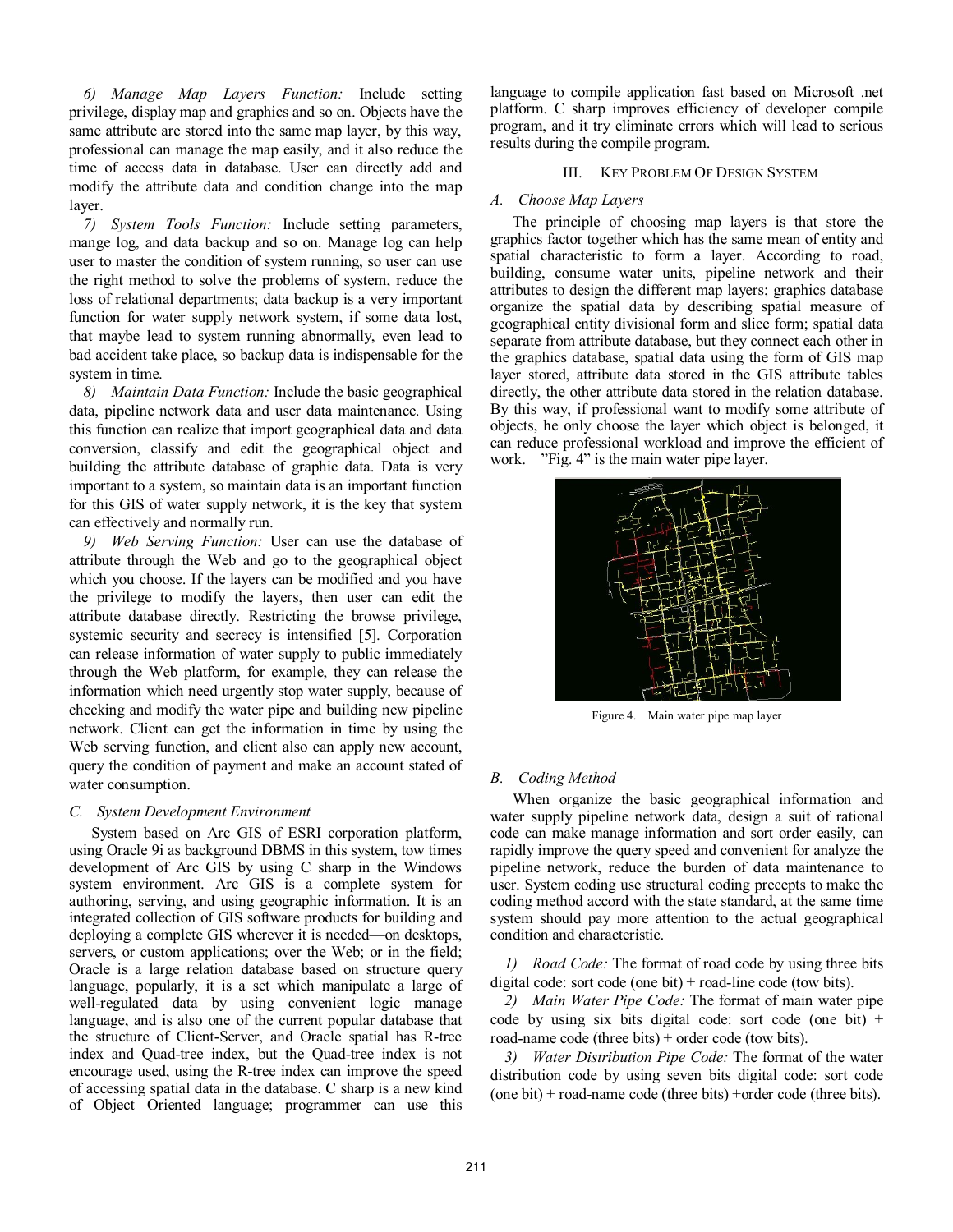*6) Manage Map Layers Function:* Include setting privilege, display map and graphics and so on. Objects have the same attribute are stored into the same map layer, by this way, professional can manage the map easily, and it also reduce the time of access data in database. User can directly add and modify the attribute data and condition change into the map layer.

*7) System Tools Function:* Include setting parameters, mange log, and data backup and so on. Manage log can help user to master the condition of system running, so user can use the right method to solve the problems of system, reduce the loss of relational departments; data backup is a very important function for water supply network system, if some data lost, that maybe lead to system running abnormally, even lead to bad accident take place, so backup data is indispensable for the system in time.

*8) Maintain Data Function:* Include the basic geographical data, pipeline network data and user data maintenance. Using this function can realize that import geographical data and data conversion, classify and edit the geographical object and building the attribute database of graphic data. Data is very important to a system, so maintain data is an important function for this GIS of water supply network, it is the key that system can effectively and normally run.

*9) Web Serving Function:* User can use the database of attribute through the Web and go to the geographical object which you choose. If the layers can be modified and you have the privilege to modify the layers, then user can edit the attribute database directly. Restricting the browse privilege, systemic security and secrecy is intensified [5]. Corporation can release information of water supply to public immediately through the Web platform, for example, they can release the information which need urgently stop water supply, because of checking and modify the water pipe and building new pipeline network. Client can get the information in time by using the Web serving function, and client also can apply new account, query the condition of payment and make an account stated of water consumption.

### *C. System Development Environment*

System based on Arc GIS of ESRI corporation platform, using Oracle 9i as background DBMS in this system, tow times development of Arc GIS by using C sharp in the Windows system environment. Arc GIS is a complete system for authoring, serving, and using geographic information. It is an integrated collection of GIS software products for building and deploying a complete GIS wherever it is needed—on desktops, servers, or custom applications; over the Web; or in the field; Oracle is a large relation database based on structure query language, popularly, it is a set which manipulate a large of well-regulated data by using convenient logic manage language, and is also one of the current popular database that the structure of Client-Server, and Oracle spatial has R-tree index and Quad-tree index, but the Quad-tree index is not encourage used, using the R-tree index can improve the speed of accessing spatial data in the database. C sharp is a new kind of Object Oriented language; programmer can use this language to compile application fast based on Microsoft .net platform. C sharp improves efficiency of developer compile program, and it try eliminate errors which will lead to serious results during the compile program.

## III. Key Problem Of Design System

### *A. Choose Map Layers*

The principle of choosing map layers is that store the graphics factor together which has the same mean of entity and spatial characteristic to form a layer. According to road, building, consume water units, pipeline network and their attributes to design the different map layers; graphics database organize the spatial data by describing spatial measure of geographical entity divisional form and slice form; spatial data separate from attribute database, but they connect each other in the graphics database, spatial data using the form of GIS map layer stored, attribute data stored in the GIS attribute tables directly, the other attribute data stored in the relation database. By this way, if professional want to modify some attribute of objects, he only choose the layer which object is belonged, it can reduce professional workload and improve the efficient of work. "Fig. 4" is the main water pipe layer.

Figure 4. Main water pipe map layer

### *B. Coding Method*

When organize the basic geographical information and water supply pipeline network data, design a suit of rational code can make manage information and sort order easily, can rapidly improve the query speed and convenient for analyze the pipeline network, reduce the burden of data maintenance to user. System coding use structural coding precepts to make the coding method accord with the state standard, at the same time system should pay more attention to the actual geographical condition and characteristic.

*1) Road Code:* The format of road code by using three bits digital code: sort code (one bit) + road-line code (tow bits).

*2) Main Water Pipe Code:* The format of main water pipe code by using six bits digital code: sort code (one bit) + road-name code (three bits) + order code (tow bits).

*3) Water Distribution Pipe Code:* The format of the water distribution code by using seven bits digital code: sort code (one bit) + road-name code (three bits) +order code (three bits).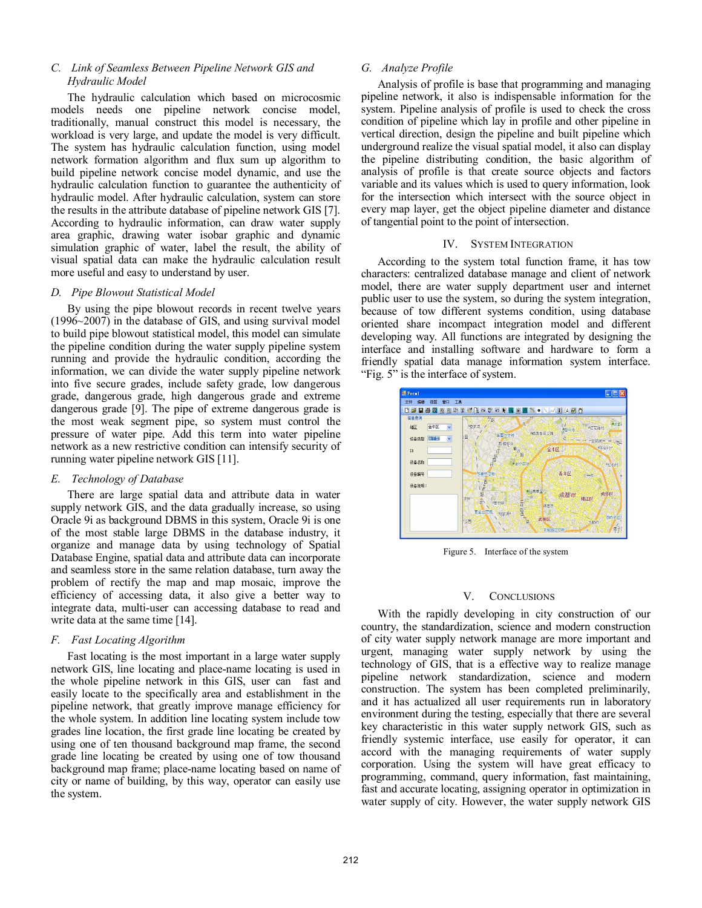### C. *Link of Seamless Between Pipeline Network GIS and Hydraulic Model*

The hydraulic calculation which based on microcosmic models needs one pipeline network concise model, traditionally, manual construct this model is necessary, the workload is very large, and update the model is very difficult. The system has hydraulic calculation function, using model network formation algorithm and flux sum up algorithm to build pipeline network concise model dynamic, and use the hydraulic calculation function to guarantee the authenticity of hydraulic model. After hydraulic calculation, system can store the results in the attribute database of pipeline network GIS [7]. According to hydraulic information, can draw water supply area graphic, drawing water isobar graphic and dynamic simulation graphic of water, label the result, the ability of visual spatial data can make the hydraulic calculation result more useful and easy to understand by user.

### D. *Pipe Blowout Statistical Model*

By using the pipe blowout records in recent twelve years (1996~2007) in the database of GIS, and using survival model to build pipe blowout statistical model, this model can simulate the pipeline condition during the water supply pipeline system running and provide the hydraulic condition, according the information, we can divide the water supply pipeline network into five secure grades, include safety grade, low dangerous grade, dangerous grade, high dangerous grade and extreme dangerous grade [9]. The pipe of extreme dangerous grade is the most weak segment pipe, so system must control the pressure of water pipe. Add this term into water pipeline network as a new restrictive condition can intensify security of running water pipeline network GIS [11].

### E. *Technology of Database*

There are large spatial data and attribute data in water supply network GIS, and the data gradually increase, so using Oracle 9i as background DBMS in this system, Oracle 9i is one of the most stable large DBMS in the database industry, it organize and manage data by using technology of Spatial Database Engine, spatial data and attribute data can incorporate and seamless store in the same relation database, turn away the problem of rectify the map and map mosaic, improve the efficiency of accessing data, it also give a better way to integrate data, multi-user can accessing database to read and write data at the same time [14].

### F. *Fast Locating Algorithm*

Fast locating is the most important in a large water supply network GIS, line locating and place-name locating is used in the whole pipeline network in this GIS, user can fast and easily locate to the specifically area and establishment in the pipeline network, that greatly improve manage efficiency for the whole system. In addition line locating system include tow grades line location, the first grade line locating be created by using one of ten thousand background map frame, the second grade line locating be created by using one of tow thousand background map frame; place-name locating based on name of city or name of building, by this way, operator can easily use the system.

### G. *Analyze Profile*

Analysis of profile is base that programming and managing pipeline network, it also is indispensable information for the system. Pipeline analysis of profile is used to check the cross condition of pipeline which lay in profile and other pipeline in vertical direction, design the pipeline and built pipeline which underground realize the visual spatial model, it also can display the pipeline distributing condition, the basic algorithm of analysis of profile is that create source objects and factors variable and its values which is used to query information, look for the intersection which intersect with the source object in every map layer, get the object pipeline diameter and distance of tangential point to the point of intersection.

## IV. System Integration

According to the system total function frame, it has tow characters: centralized database manage and client of network model, there are water supply department user and internet public user to use the system, so during the system integration, because of tow different systems condition, using database oriented share incompact integration model and different developing way. All functions are integrated by designing the interface and installing software and hardware to form a friendly spatial data manage information system interface. "Fig. 5" is the interface of system.

Figure 5. Interface of the system

## V. Conclusions

With the rapidly developing in city construction of our country, the standardization, science and modern construction of city water supply network manage are more important and urgent, managing water supply network by using the technology of GIS, that is a effective way to realize manage pipeline network standardization, science and modern construction. The system has been completed preliminarily, and it has actualized all user requirements run in laboratory environment during the testing, especially that there are several key characteristic in this water supply network GIS, such as friendly systemic interface, use easily for operator, it can accord with the managing requirements of water supply corporation. Using the system will have great efficacy to programming, command, query information, fast maintaining, fast and accurate locating, assigning operator in optimization in water supply of city. However, the water supply network GIS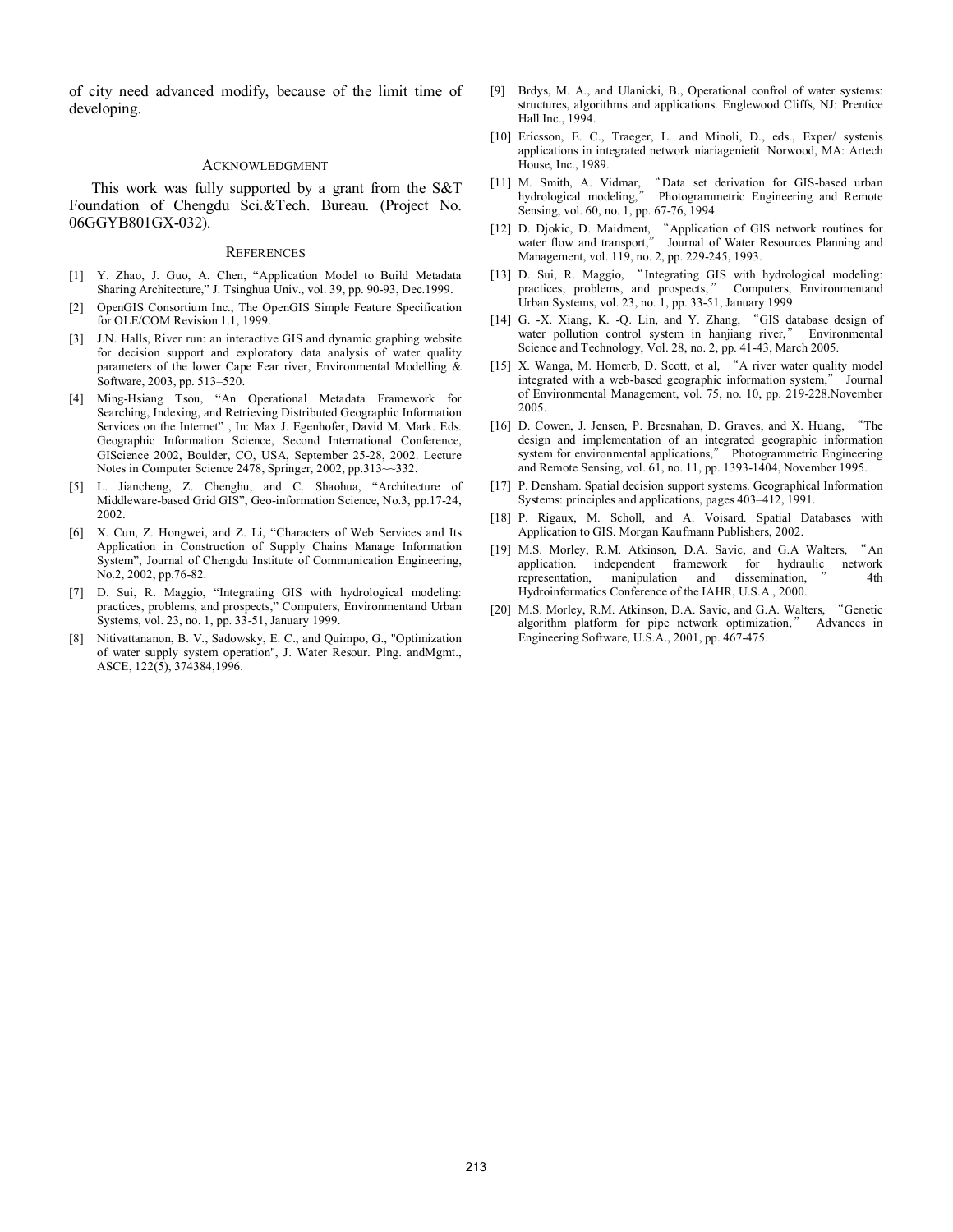of city need advanced modify, because of the limit time of developing.

## ACKNOWLEDGMENT

This work was fully supported by a grant from the S&T Foundation of Chengdu Sci.&Tech. Bureau. (Project No. 06GGYB801GX-032).

## REFERENCES

[1] Y. Zhao, J. Guo, A. Chen, “Application Model to Build Metadata Sharing Architecture,” J. Tsinghua Univ., vol. 39, pp. 90-93, Dec.1999.

[2] OpenGIS Consortium Inc., The OpenGIS Simple Feature Specification for OLE/COM Revision 1.1, 1999.

[3] J.N. Halls, River run: an interactive GIS and dynamic graphing website for decision support and exploratory data analysis of water quality parameters of the lower Cape Fear river, Environmental Modelling & Software, 2003, pp. 513–520.

[4] Ming-Hsiang Tsou, “An Operational Metadata Framework for Searching, Indexing, and Retrieving Distributed Geographic Information Services on the Internet” , In: Max J. Egenhofer, David M. Mark. Eds. Geographic Information Science, Second International Conference, GIScience 2002, Boulder, CO, USA, September 25-28, 2002. Lecture Notes in Computer Science 2478, Springer, 2002, pp.313~~332.

[5] L. Jiancheng, Z. Chenghu, and C. Shaohua, “Architecture of Middleware-based Grid GIS”, Geo-information Science, No.3, pp.17-24, 2002.

[6] X. Cun, Z. Hongwei, and Z. Li, “Characters of Web Services and Its Application in Construction of Supply Chains Manage Information System”, Journal of Chengdu Institute of Communication Engineering, No.2, 2002, pp.76-82.

[7] D. Sui, R. Maggio, “Integrating GIS with hydrological modeling: practices, problems, and prospects,” Computers, Environmentand Urban Systems, vol. 23, no. 1, pp. 33-51, January 1999.

[8] Nitivattananon, B. V., Sadowsky, E. C., and Quimpo, G., "Optimization of water supply system operation", J. Water Resour. Plng. andMgmt., ASCE, 122(5), 374384,1996.

[9] Brdys, M. A., and Ulanicki, B., Operational confrol of water systems: structures, algorithms and applications. Englewood Cliffs, NJ: Prentice Hall Inc., 1994.

[10] Ericsson, E. C., Traeger, L. and Minoli, D., eds., Exper/ systenis applications in integrated network niariagenietit. Norwood, MA: Artech House, Inc., 1989.

[11] M. Smith, A. Vidmar, “Data set derivation for GIS-based urban hydrological modeling,” Photogrammetric Engineering and Remote Sensing, vol. 60, no. 1, pp. 67-76, 1994.

[12] D. Djokic, D. Maidment, “Application of GIS network routines for water flow and transport,” Journal of Water Resources Planning and Management, vol. 119, no. 2, pp. 229-245, 1993.

[13] D. Sui, R. Maggio, “Integrating GIS with hydrological modeling: practices, problems, and prospects,” Computers, Environmentand Urban Systems, vol. 23, no. 1, pp. 33-51, January 1999.

[14] G. -X. Xiang, K. -Q. Lin, and Y. Zhang, “GIS database design of water pollution control system in hanjiang river,” Environmental Science and Technology, Vol. 28, no. 2, pp. 41-43, March 2005.

[15] X. Wanga, M. Homerb, D. Scott, et al, “A river water quality model integrated with a web-based geographic information system,” Journal of Environmental Management, vol. 75, no. 10, pp. 219-228.November 2005.

[16] D. Cowen, J. Jensen, P. Bresnahan, D. Graves, and X. Huang, “The design and implementation of an integrated geographic information system for environmental applications,” Photogrammetric Engineering and Remote Sensing, vol. 61, no. 11, pp. 1393-1404, November 1995.

[17] P. Densham. Spatial decision support systems. Geographical Information Systems: principles and applications, pages 403–412, 1991.

[18] P. Rigaux, M. Scholl, and A. Voisard. Spatial Databases with Application to GIS. Morgan Kaufmann Publishers, 2002.

[19] M.S. Morley, R.M. Atkinson, D.A. Savic, and G.A Walters, “An application. independent framework for hydraulic network representation, manipulation and dissemination, ” 4th Hydroinformatics Conference of the IAHR, U.S.A., 2000.

[20] M.S. Morley, R.M. Atkinson, D.A. Savic, and G.A. Walters, “Genetic algorithm platform for pipe network optimization,” Advances in Engineering Software, U.S.A., 2001, pp. 467-475.